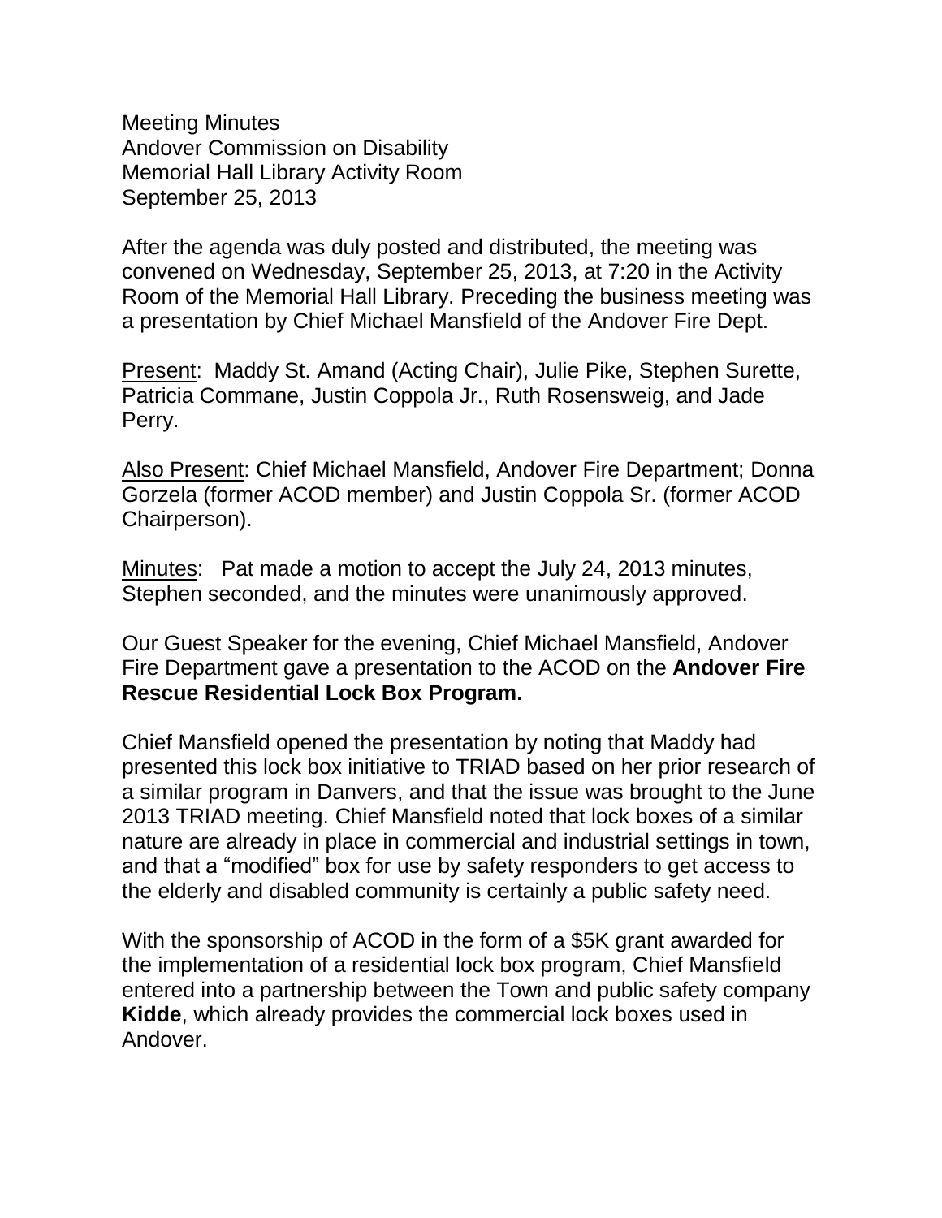Meeting Minutes
Andover Commission on Disability
Memorial Hall Library Activity Room
September 25, 2013

After the agenda was duly posted and distributed, the meeting was convened on Wednesday, September 25, 2013, at 7:20 in the Activity Room of the Memorial Hall Library. Preceding the business meeting was a presentation by Chief Michael Mansfield of the Andover Fire Dept.

<u>Present</u>: Maddy St. Amand (Acting Chair), Julie Pike, Stephen Surette, Patricia Commane, Justin Coppola Jr., Ruth Rosensweig, and Jade Perry.

<u>Also Present</u>: Chief Michael Mansfield, Andover Fire Department; Donna Gorzela (former ACOD member) and Justin Coppola Sr. (former ACOD Chairperson).

<u>Minutes</u>: Pat made a motion to accept the July 24, 2013 minutes, Stephen seconded, and the minutes were unanimously approved.

Our Guest Speaker for the evening, Chief Michael Mansfield, Andover Fire Department gave a presentation to the ACOD on the **Andover Fire Rescue Residential Lock Box Program.**

Chief Mansfield opened the presentation by noting that Maddy had presented this lock box initiative to TRIAD based on her prior research of a similar program in Danvers, and that the issue was brought to the June 2013 TRIAD meeting. Chief Mansfield noted that lock boxes of a similar nature are already in place in commercial and industrial settings in town, and that a "modified" box for use by safety responders to get access to the elderly and disabled community is certainly a public safety need.

With the sponsorship of ACOD in the form of a $5K grant awarded for the implementation of a residential lock box program, Chief Mansfield entered into a partnership between the Town and public safety company **Kidde**, which already provides the commercial lock boxes used in Andover.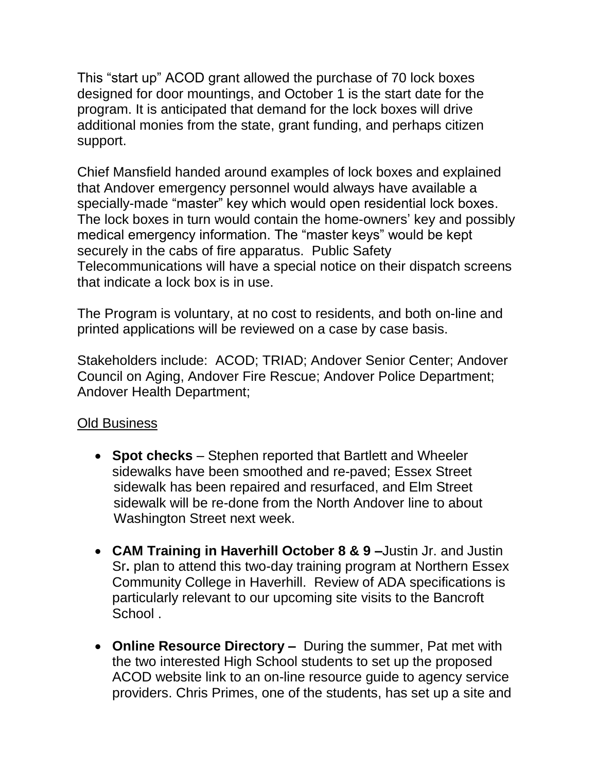This "start up" ACOD grant allowed the purchase of 70 lock boxes designed for door mountings, and October 1 is the start date for the program. It is anticipated that demand for the lock boxes will drive additional monies from the state, grant funding, and perhaps citizen support.

Chief Mansfield handed around examples of lock boxes and explained that Andover emergency personnel would always have available a specially-made "master" key which would open residential lock boxes. The lock boxes in turn would contain the home-owners' key and possibly medical emergency information. The "master keys" would be kept securely in the cabs of fire apparatus. Public Safety Telecommunications will have a special notice on their dispatch screens that indicate a lock box is in use.

The Program is voluntary, at no cost to residents, and both on-line and printed applications will be reviewed on a case by case basis.

Stakeholders include: ACOD; TRIAD; Andover Senior Center; Andover Council on Aging, Andover Fire Rescue; Andover Police Department; Andover Health Department;

Old Business

- **Spot checks** – Stephen reported that Bartlett and Wheeler sidewalks have been smoothed and re-paved; Essex Street sidewalk has been repaired and resurfaced, and Elm Street sidewalk will be re-done from the North Andover line to about Washington Street next week.

- **CAM Training in Haverhill October 8 & 9 –**Justin Jr. and Justin Sr**.** plan to attend this two-day training program at Northern Essex Community College in Haverhill. Review of ADA specifications is particularly relevant to our upcoming site visits to the Bancroft School .

- **Online Resource Directory –** During the summer, Pat met with the two interested High School students to set up the proposed ACOD website link to an on-line resource guide to agency service providers. Chris Primes, one of the students, has set up a site and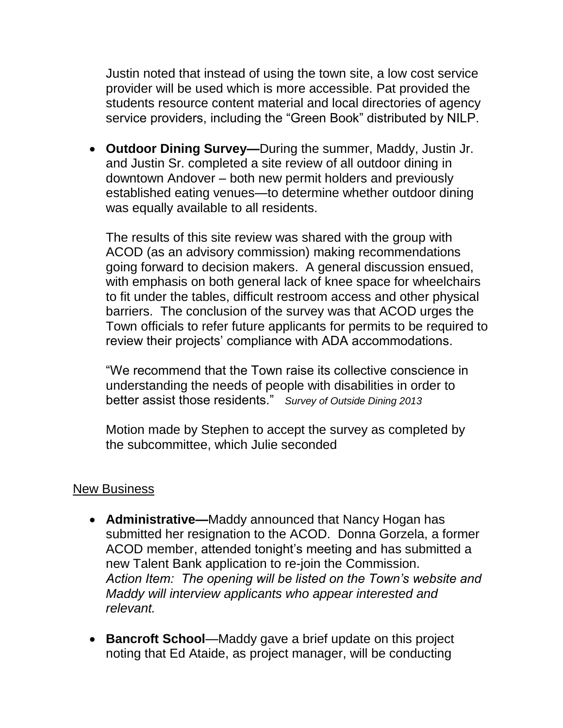Justin noted that instead of using the town site, a low cost service provider will be used which is more accessible. Pat provided the students resource content material and local directories of agency service providers, including the "Green Book" distributed by NILP.

- **Outdoor Dining Survey—**During the summer, Maddy, Justin Jr. and Justin Sr. completed a site review of all outdoor dining in downtown Andover – both new permit holders and previously established eating venues—to determine whether outdoor dining was equally available to all residents.

  The results of this site review was shared with the group with ACOD (as an advisory commission) making recommendations going forward to decision makers. A general discussion ensued, with emphasis on both general lack of knee space for wheelchairs to fit under the tables, difficult restroom access and other physical barriers. The conclusion of the survey was that ACOD urges the Town officials to refer future applicants for permits to be required to review their projects' compliance with ADA accommodations.

  "We recommend that the Town raise its collective conscience in understanding the needs of people with disabilities in order to better assist those residents." *Survey of Outside Dining 2013*

  Motion made by Stephen to accept the survey as completed by the subcommittee, which Julie seconded

<u>New Business</u>

- **Administrative—**Maddy announced that Nancy Hogan has submitted her resignation to the ACOD. Donna Gorzela, a former ACOD member, attended tonight's meeting and has submitted a new Talent Bank application to re-join the Commission. *Action Item: The opening will be listed on the Town's website and Maddy will interview applicants who appear interested and relevant.*

- **Bancroft School**—Maddy gave a brief update on this project noting that Ed Ataide, as project manager, will be conducting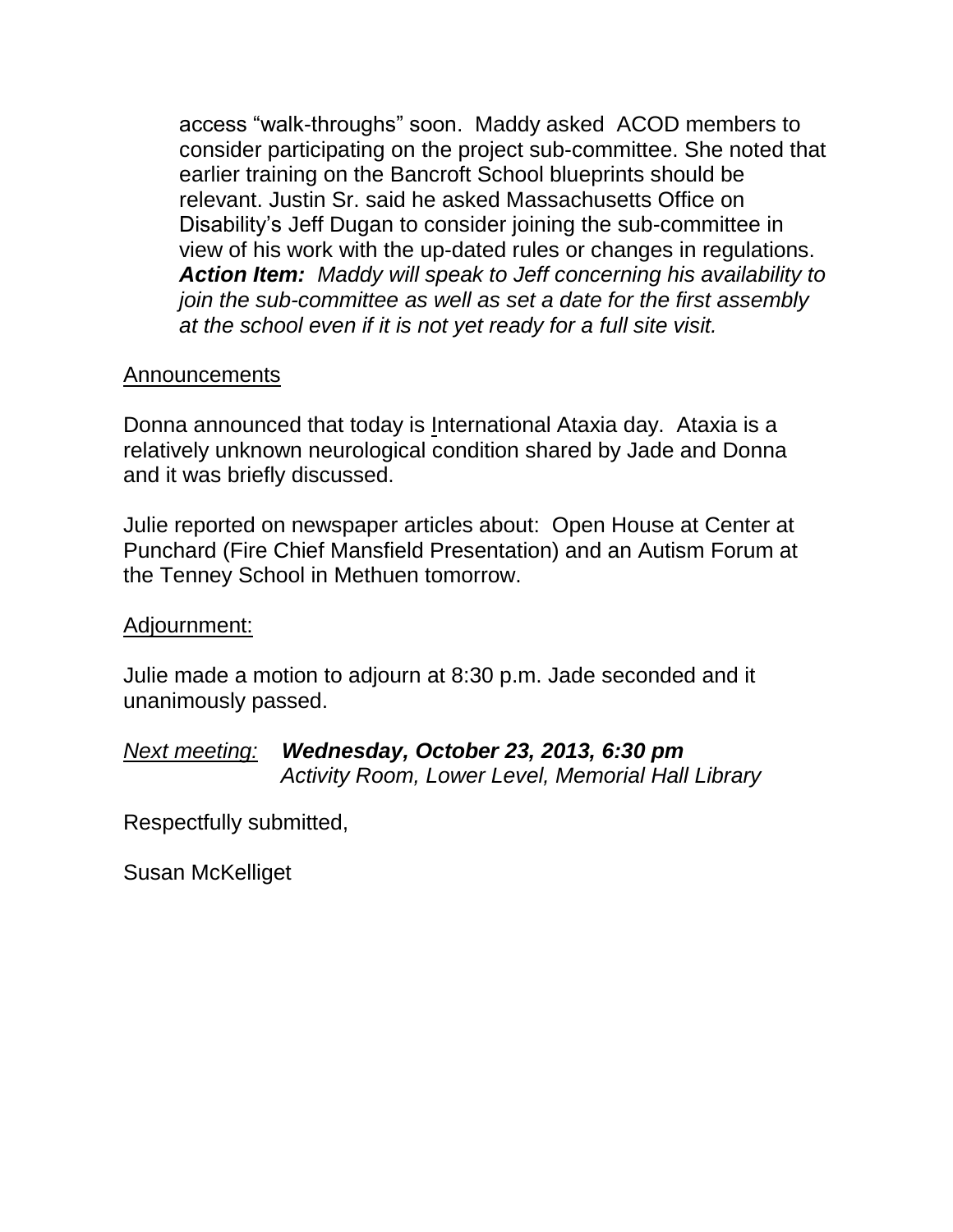access “walk-throughs” soon. Maddy asked ACOD members to consider participating on the project sub-committee. She noted that earlier training on the Bancroft School blueprints should be relevant. Justin Sr. said he asked Massachusetts Office on Disability’s Jeff Dugan to consider joining the sub-committee in view of his work with the up-dated rules or changes in regulations. ***Action Item:*** *Maddy will speak to Jeff concerning his availability to join the sub-committee as well as set a date for the first assembly at the school even if it is not yet ready for a full site visit.*

<u>Announcements</u>

Donna announced that today is International Ataxia day. Ataxia is a relatively unknown neurological condition shared by Jade and Donna and it was briefly discussed.

Julie reported on newspaper articles about: Open House at Center at Punchard (Fire Chief Mansfield Presentation) and an Autism Forum at the Tenney School in Methuen tomorrow.

<u>Adjournment:</u>

Julie made a motion to adjourn at 8:30 p.m. Jade seconded and it unanimously passed.

<u>*Next meeting:*</u> ***Wednesday, October 23, 2013, 6:30 pm***
*Activity Room, Lower Level, Memorial Hall Library*

Respectfully submitted,

Susan McKelliget